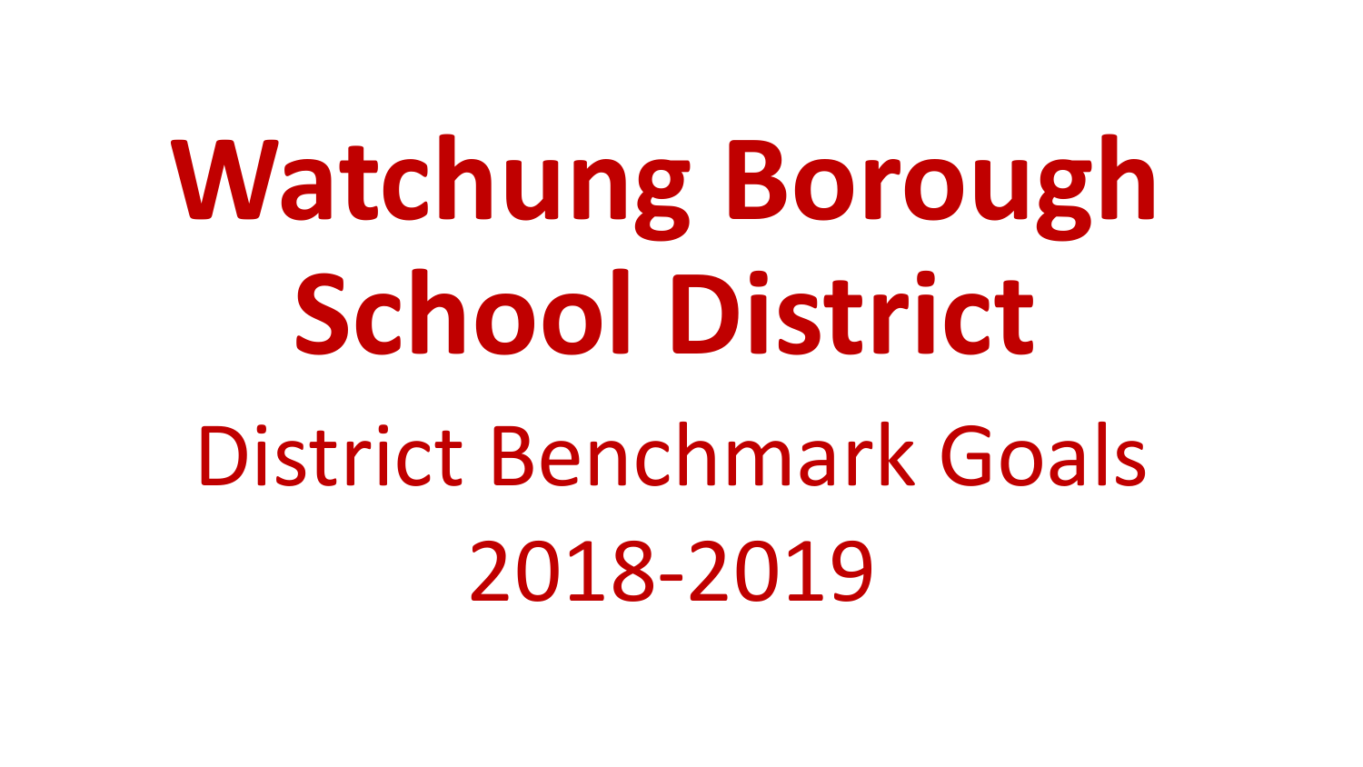# Watchung Borough School District

## District Benchmark Goals

## 2018-2019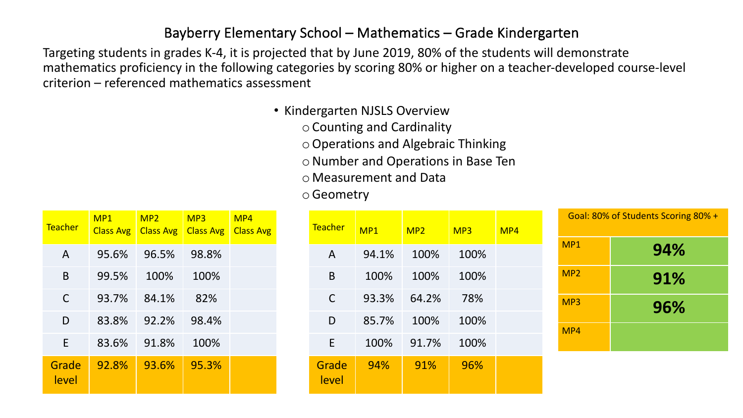# Bayberry Elementary School – Mathematics – Grade Kindergarten

Targeting students in grades K-4, it is projected that by June 2019, 80% of the students will demonstrate mathematics proficiency in the following categories by scoring 80% or higher on a teacher-developed course-level criterion – referenced mathematics assessment

- Kindergarten NJSLS Overview
  - Counting and Cardinality
  - Operations and Algebraic Thinking
  - Number and Operations in Base Ten
  - Measurement and Data
  - Geometry

| Teacher | MP1 Class Avg | MP2 Class Avg | MP3 Class Avg | MP4 Class Avg |
|---|---|---|---|---|
| A | 95.6% | 96.5% | 98.8% | |
| B | 99.5% | 100% | 100% | |
| C | 93.7% | 84.1% | 82% | |
| D | 83.8% | 92.2% | 98.4% | |
| E | 83.6% | 91.8% | 100% | |
| Grade level | 92.8% | 93.6% | 95.3% | |

| Teacher | MP1 | MP2 | MP3 | MP4 |
|---|---|---|---|---|
| A | 94.1% | 100% | 100% | |
| B | 100% | 100% | 100% | |
| C | 93.3% | 64.2% | 78% | |
| D | 85.7% | 100% | 100% | |
| E | 100% | 91.7% | 100% | |
| Grade level | 94% | 91% | 96% | |

| Goal: 80% of Students Scoring 80% + | |
|---|---|
| MP1 | **94%** |
| MP2 | **91%** |
| MP3 | **96%** |
| MP4 | |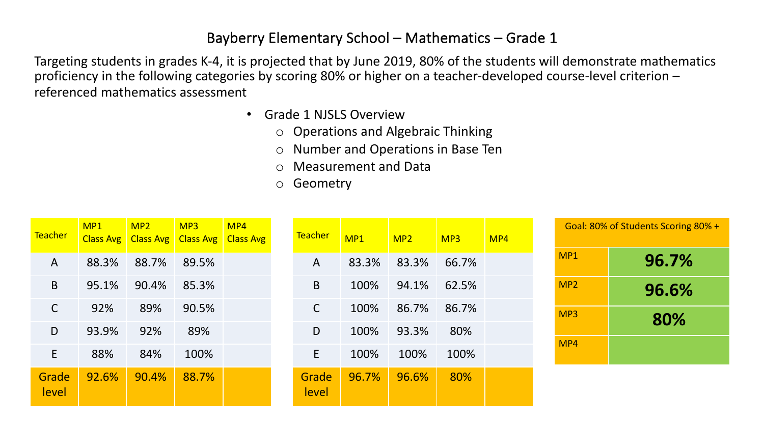# Bayberry Elementary School – Mathematics – Grade 1

Targeting students in grades K-4, it is projected that by June 2019, 80% of the students will demonstrate mathematics proficiency in the following categories by scoring 80% or higher on a teacher-developed course-level criterion – referenced mathematics assessment

- Grade 1 NJSLS Overview
  - Operations and Algebraic Thinking
  - Number and Operations in Base Ten
  - Measurement and Data
  - Geometry

| Teacher | MP1 Class Avg | MP2 Class Avg | MP3 Class Avg | MP4 Class Avg |
|---|---|---|---|---|
| A | 88.3% | 88.7% | 89.5% | |
| B | 95.1% | 90.4% | 85.3% | |
| C | 92% | 89% | 90.5% | |
| D | 93.9% | 92% | 89% | |
| E | 88% | 84% | 100% | |
| Grade level | 92.6% | 90.4% | 88.7% | |

| Teacher | MP1 | MP2 | MP3 | MP4 |
|---|---|---|---|---|
| A | 83.3% | 83.3% | 66.7% | |
| B | 100% | 94.1% | 62.5% | |
| C | 100% | 86.7% | 86.7% | |
| D | 100% | 93.3% | 80% | |
| E | 100% | 100% | 100% | |
| Grade level | 96.7% | 96.6% | 80% | |

| Goal: 80% of Students Scoring 80% + | |
|---|---|
| MP1 | **96.7%** |
| MP2 | **96.6%** |
| MP3 | **80%** |
| MP4 | |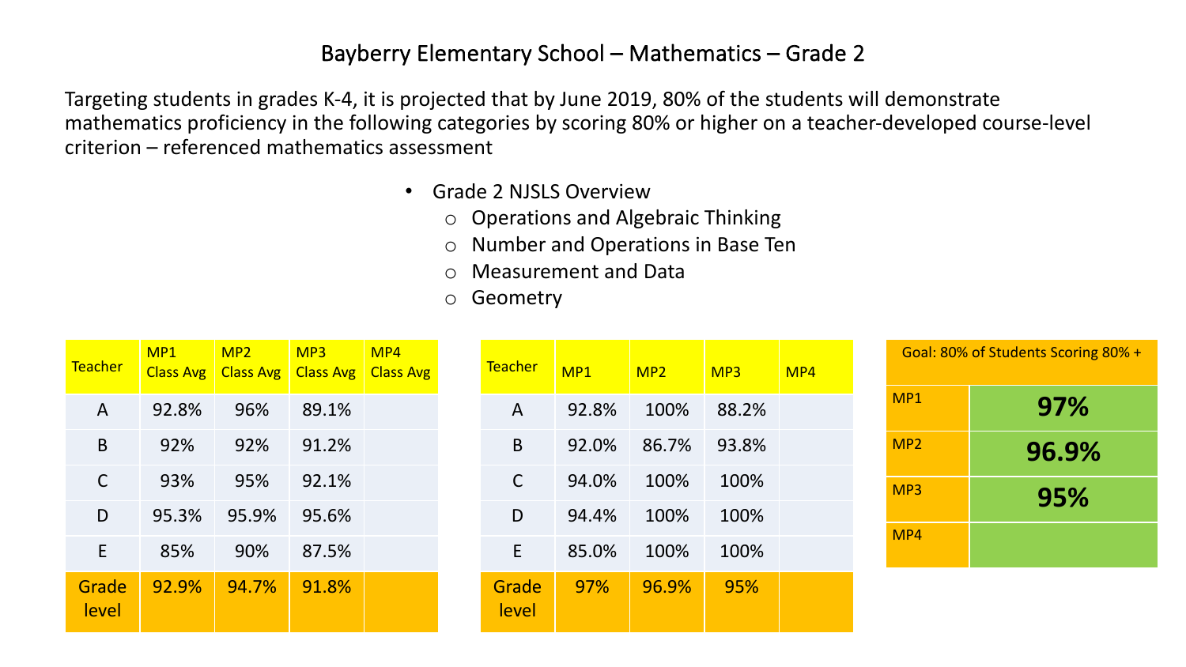# Bayberry Elementary School – Mathematics – Grade 2

Targeting students in grades K-4, it is projected that by June 2019, 80% of the students will demonstrate mathematics proficiency in the following categories by scoring 80% or higher on a teacher-developed course-level criterion – referenced mathematics assessment

- Grade 2 NJSLS Overview
  - Operations and Algebraic Thinking
  - Number and Operations in Base Ten
  - Measurement and Data
  - Geometry

| Teacher | MP1 Class Avg | MP2 Class Avg | MP3 Class Avg | MP4 Class Avg |
|---|---|---|---|---|
| A | 92.8% | 96% | 89.1% | |
| B | 92% | 92% | 91.2% | |
| C | 93% | 95% | 92.1% | |
| D | 95.3% | 95.9% | 95.6% | |
| E | 85% | 90% | 87.5% | |
| Grade level | 92.9% | 94.7% | 91.8% | |

| Teacher | MP1 | MP2 | MP3 | MP4 |
|---|---|---|---|---|
| A | 92.8% | 100% | 88.2% | |
| B | 92.0% | 86.7% | 93.8% | |
| C | 94.0% | 100% | 100% | |
| D | 94.4% | 100% | 100% | |
| E | 85.0% | 100% | 100% | |
| Grade level | 97% | 96.9% | 95% | |

| Goal: 80% of Students Scoring 80% + | |
|---|---|
| MP1 | **97%** |
| MP2 | **96.9%** |
| MP3 | **95%** |
| MP4 | |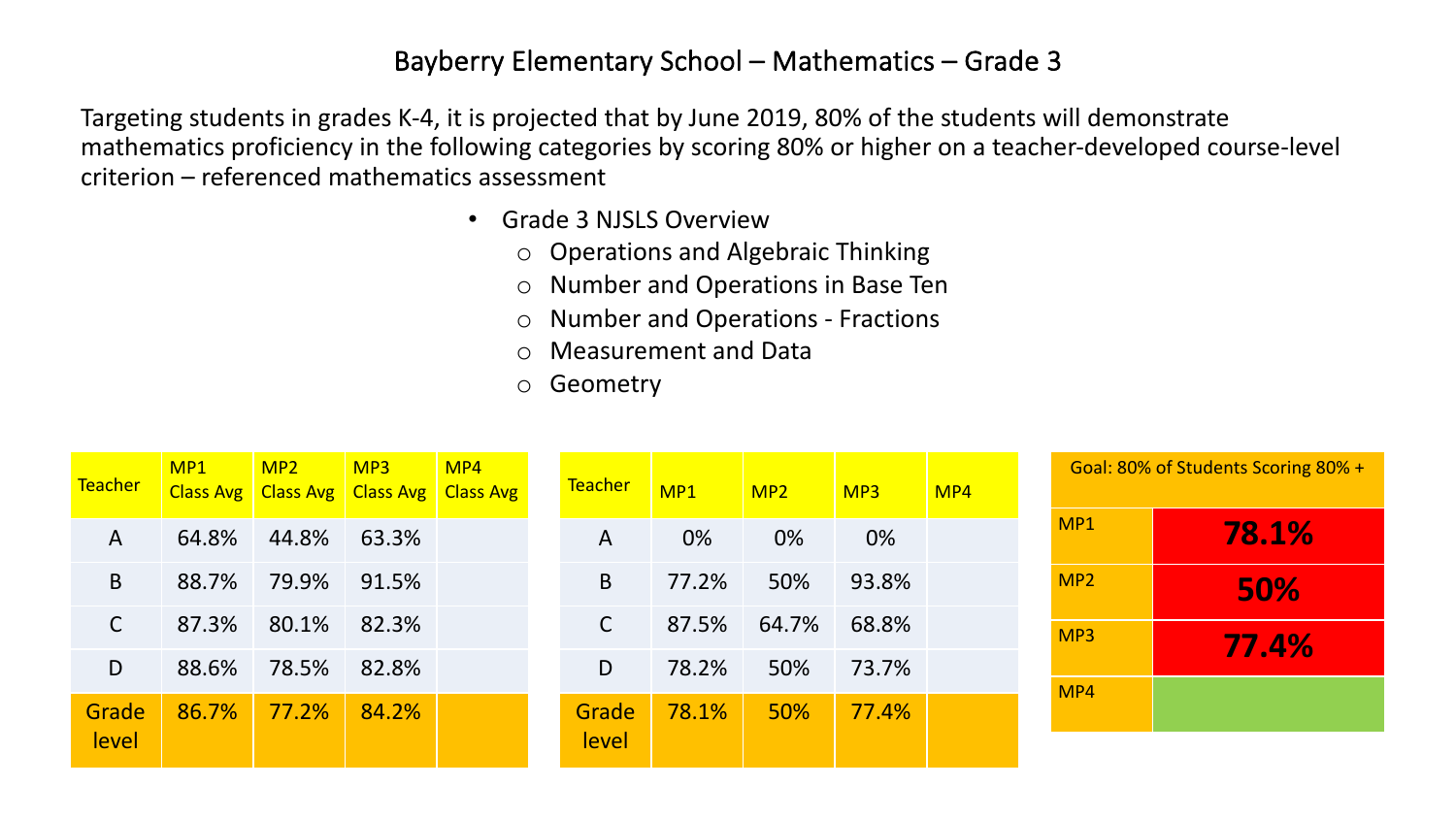# Bayberry Elementary School – Mathematics – Grade 3

Targeting students in grades K-4, it is projected that by June 2019, 80% of the students will demonstrate mathematics proficiency in the following categories by scoring 80% or higher on a teacher-developed course-level criterion – referenced mathematics assessment

- Grade 3 NJSLS Overview
  - Operations and Algebraic Thinking
  - Number and Operations in Base Ten
  - Number and Operations - Fractions
  - Measurement and Data
  - Geometry

| Teacher | MP1 Class Avg | MP2 Class Avg | MP3 Class Avg | MP4 Class Avg |
|---|---|---|---|---|
| A | 64.8% | 44.8% | 63.3% | |
| B | 88.7% | 79.9% | 91.5% | |
| C | 87.3% | 80.1% | 82.3% | |
| D | 88.6% | 78.5% | 82.8% | |
| Grade level | 86.7% | 77.2% | 84.2% | |

| Teacher | MP1 | MP2 | MP3 | MP4 |
|---|---|---|---|---|
| A | 0% | 0% | 0% | |
| B | 77.2% | 50% | 93.8% | |
| C | 87.5% | 64.7% | 68.8% | |
| D | 78.2% | 50% | 73.7% | |
| Grade level | 78.1% | 50% | 77.4% | |

| Goal: 80% of Students Scoring 80% + | |
|---|---|
| MP1 | **78.1%** |
| MP2 | **50%** |
| MP3 | **77.4%** |
| MP4 | |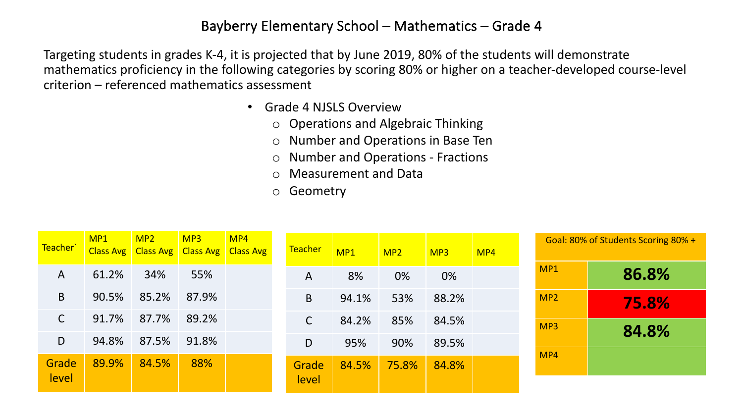# Bayberry Elementary School – Mathematics – Grade 4

Targeting students in grades K-4, it is projected that by June 2019, 80% of the students will demonstrate mathematics proficiency in the following categories by scoring 80% or higher on a teacher-developed course-level criterion – referenced mathematics assessment

- Grade 4 NJSLS Overview
  - Operations and Algebraic Thinking
  - Number and Operations in Base Ten
  - Number and Operations - Fractions
  - Measurement and Data
  - Geometry

| Teacher` | MP1 Class Avg | MP2 Class Avg | MP3 Class Avg | MP4 Class Avg |
|---|---|---|---|---|
| A | 61.2% | 34% | 55% | |
| B | 90.5% | 85.2% | 87.9% | |
| C | 91.7% | 87.7% | 89.2% | |
| D | 94.8% | 87.5% | 91.8% | |
| Grade level | 89.9% | 84.5% | 88% | |

| Teacher | MP1 | MP2 | MP3 | MP4 |
|---|---|---|---|---|
| A | 8% | 0% | 0% | |
| B | 94.1% | 53% | 88.2% | |
| C | 84.2% | 85% | 84.5% | |
| D | 95% | 90% | 89.5% | |
| Grade level | 84.5% | 75.8% | 84.8% | |

| Goal: 80% of Students Scoring 80% + | |
|---|---|
| MP1 | **86.8%** |
| MP2 | **75.8%** |
| MP3 | **84.8%** |
| MP4 | |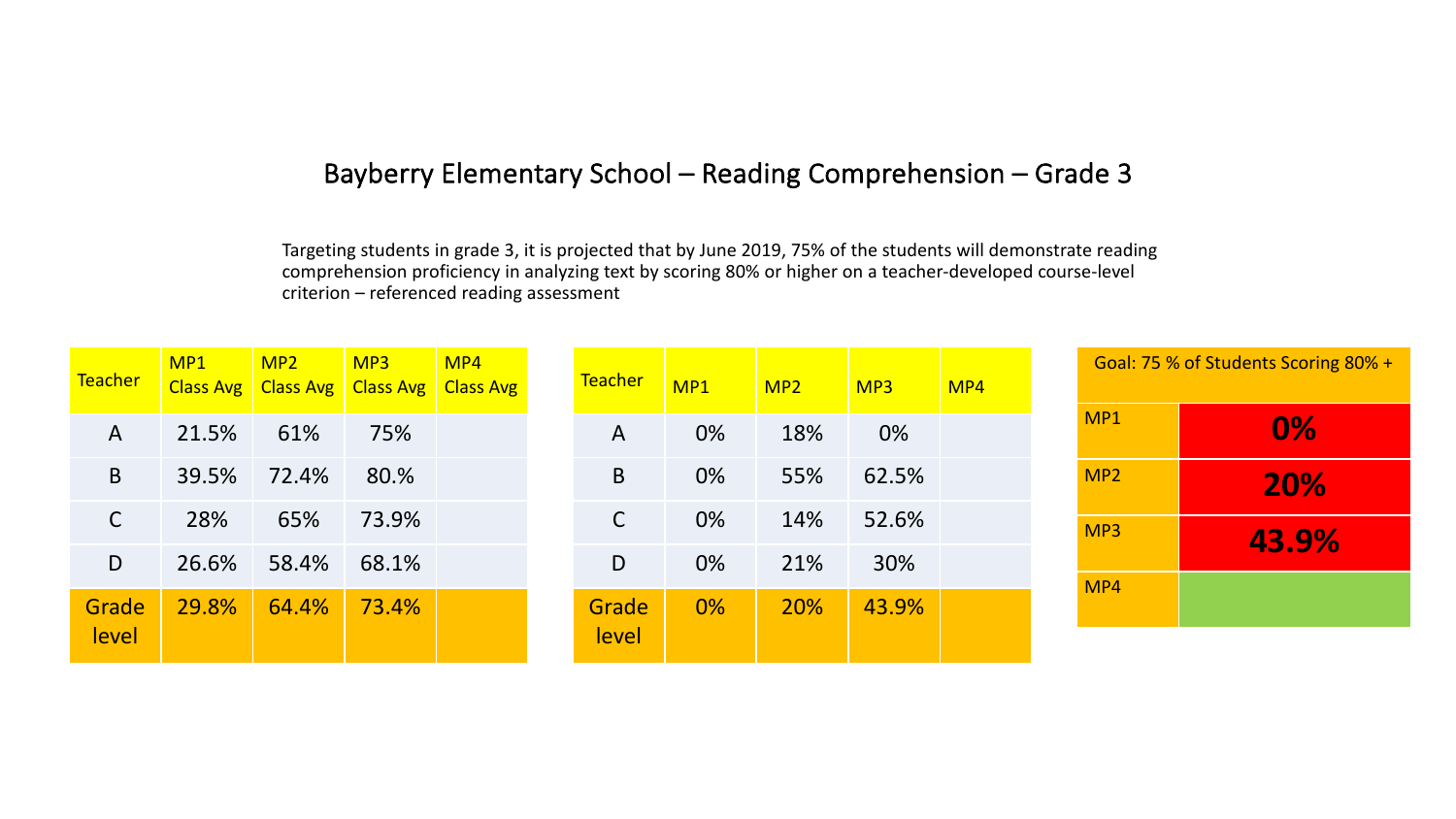# Bayberry Elementary School – Reading Comprehension – Grade 3

Targeting students in grade 3, it is projected that by June 2019, 75% of the students will demonstrate reading comprehension proficiency in analyzing text by scoring 80% or higher on a teacher-developed course-level criterion – referenced reading assessment

| Teacher | MP1 Class Avg | MP2 Class Avg | MP3 Class Avg | MP4 Class Avg |
|---|---|---|---|---|
| A | 21.5% | 61% | 75% | |
| B | 39.5% | 72.4% | 80.% | |
| C | 28% | 65% | 73.9% | |
| D | 26.6% | 58.4% | 68.1% | |
| Grade level | 29.8% | 64.4% | 73.4% | |

| Teacher | MP1 | MP2 | MP3 | MP4 |
|---|---|---|---|---|
| A | 0% | 18% | 0% | |
| B | 0% | 55% | 62.5% | |
| C | 0% | 14% | 52.6% | |
| D | 0% | 21% | 30% | |
| Grade level | 0% | 20% | 43.9% | |

| Goal: 75 % of Students Scoring 80% + | |
|---|---|
| MP1 | **0%** |
| MP2 | **20%** |
| MP3 | **43.9%** |
| MP4 | |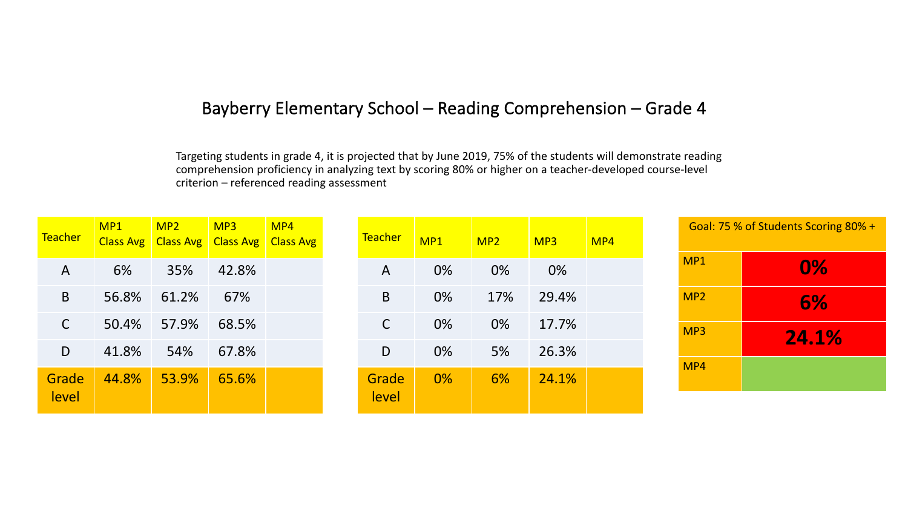# Bayberry Elementary School – Reading Comprehension – Grade 4

Targeting students in grade 4, it is projected that by June 2019, 75% of the students will demonstrate reading comprehension proficiency in analyzing text by scoring 80% or higher on a teacher-developed course-level criterion – referenced reading assessment

| Teacher | MP1 Class Avg | MP2 Class Avg | MP3 Class Avg | MP4 Class Avg |
|---|---|---|---|---|
| A | 6% | 35% | 42.8% | |
| B | 56.8% | 61.2% | 67% | |
| C | 50.4% | 57.9% | 68.5% | |
| D | 41.8% | 54% | 67.8% | |
| Grade level | 44.8% | 53.9% | 65.6% | |

| Teacher | MP1 | MP2 | MP3 | MP4 |
|---|---|---|---|---|
| A | 0% | 0% | 0% | |
| B | 0% | 17% | 29.4% | |
| C | 0% | 0% | 17.7% | |
| D | 0% | 5% | 26.3% | |
| Grade level | 0% | 6% | 24.1% | |

| Goal: 75 % of Students Scoring 80% + | |
|---|---|
| MP1 | **0%** |
| MP2 | **6%** |
| MP3 | **24.1%** |
| MP4 | |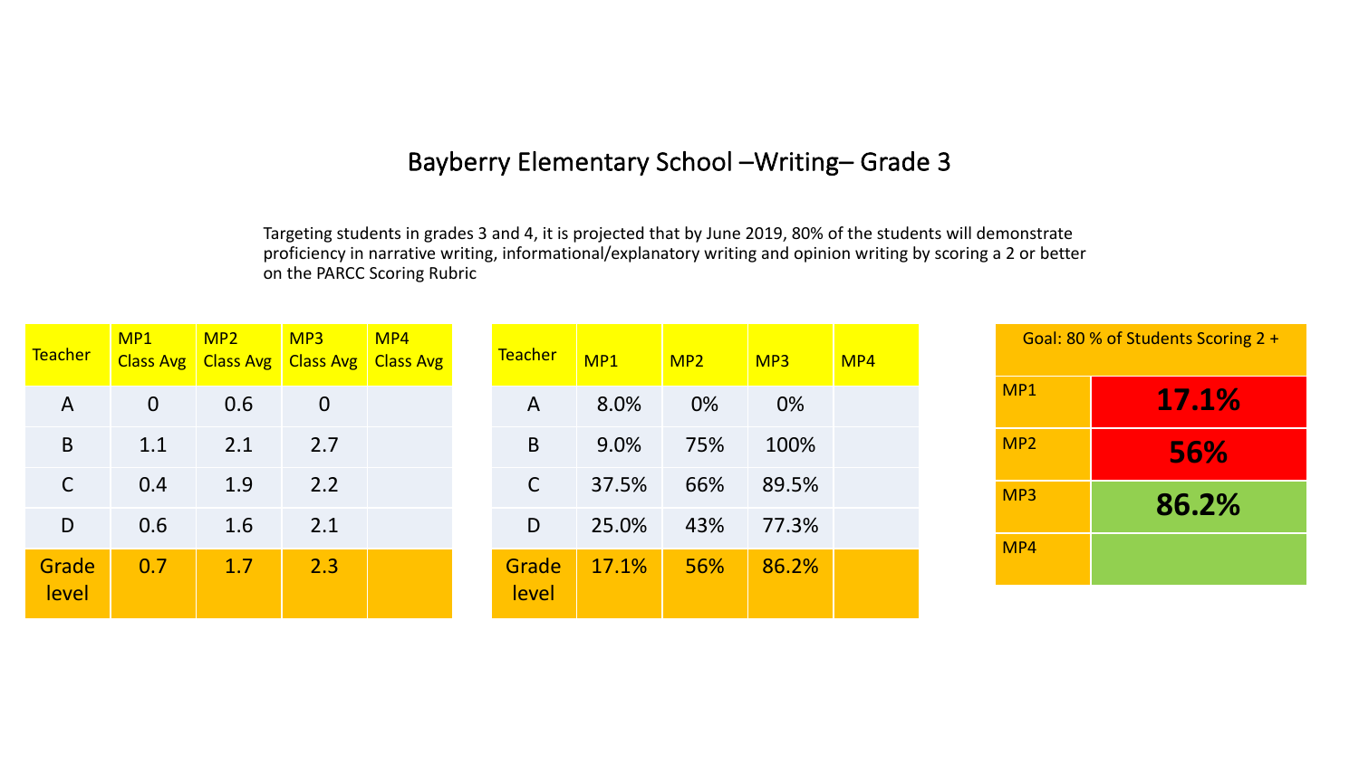# Bayberry Elementary School –Writing– Grade 3

Targeting students in grades 3 and 4, it is projected that by June 2019, 80% of the students will demonstrate proficiency in narrative writing, informational/explanatory writing and opinion writing by scoring a 2 or better on the PARCC Scoring Rubric

| Teacher | MP1 Class Avg | MP2 Class Avg | MP3 Class Avg | MP4 Class Avg |
|---|---|---|---|---|
| A | 0 | 0.6 | 0 | |
| B | 1.1 | 2.1 | 2.7 | |
| C | 0.4 | 1.9 | 2.2 | |
| D | 0.6 | 1.6 | 2.1 | |
| Grade level | 0.7 | 1.7 | 2.3 | |

| Teacher | MP1 | MP2 | MP3 | MP4 |
|---|---|---|---|---|
| A | 8.0% | 0% | 0% | |
| B | 9.0% | 75% | 100% | |
| C | 37.5% | 66% | 89.5% | |
| D | 25.0% | 43% | 77.3% | |
| Grade level | 17.1% | 56% | 86.2% | |

| Goal: 80 % of Students Scoring 2 + | |
|---|---|
| MP1 | **17.1%** |
| MP2 | **56%** |
| MP3 | **86.2%** |
| MP4 | |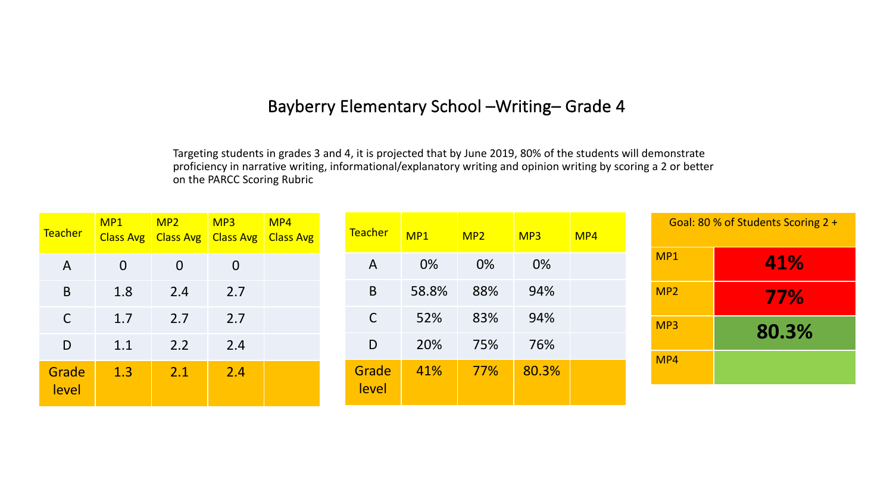# Bayberry Elementary School –Writing– Grade 4

Targeting students in grades 3 and 4, it is projected that by June 2019, 80% of the students will demonstrate proficiency in narrative writing, informational/explanatory writing and opinion writing by scoring a 2 or better on the PARCC Scoring Rubric

| Teacher | MP1 Class Avg | MP2 Class Avg | MP3 Class Avg | MP4 Class Avg |
|---|---|---|---|---|
| A | 0 | 0 | 0 | |
| B | 1.8 | 2.4 | 2.7 | |
| C | 1.7 | 2.7 | 2.7 | |
| D | 1.1 | 2.2 | 2.4 | |
| Grade level | 1.3 | 2.1 | 2.4 | |

| Teacher | MP1 | MP2 | MP3 | MP4 |
|---|---|---|---|---|
| A | 0% | 0% | 0% | |
| B | 58.8% | 88% | 94% | |
| C | 52% | 83% | 94% | |
| D | 20% | 75% | 76% | |
| Grade level | 41% | 77% | 80.3% | |

| Goal: 80 % of Students Scoring 2 + | |
|---|---|
| MP1 | **41%** |
| MP2 | **77%** |
| MP3 | **80.3%** |
| MP4 | |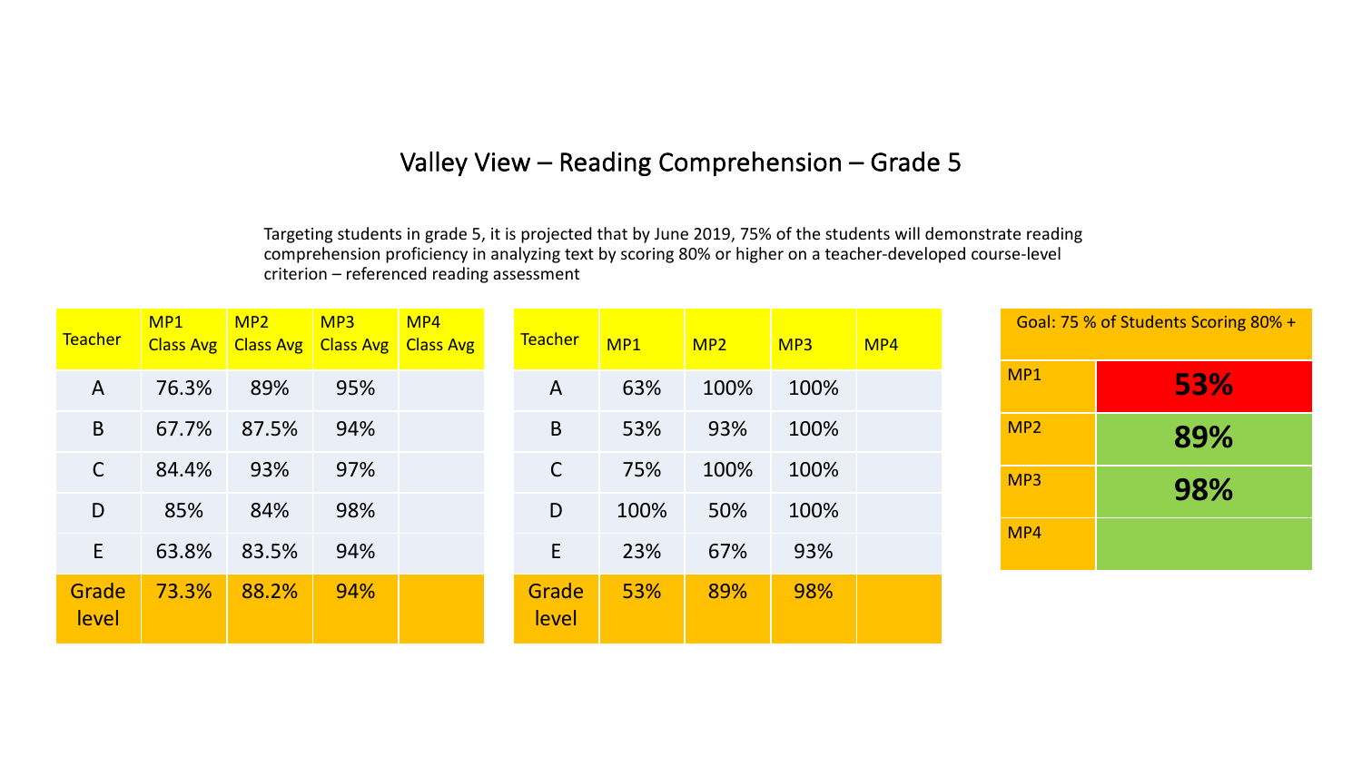# Valley View – Reading Comprehension – Grade 5

Targeting students in grade 5, it is projected that by June 2019, 75% of the students will demonstrate reading comprehension proficiency in analyzing text by scoring 80% or higher on a teacher-developed course-level criterion – referenced reading assessment

| Teacher | MP1 Class Avg | MP2 Class Avg | MP3 Class Avg | MP4 Class Avg |
|---|---|---|---|---|
| A | 76.3% | 89% | 95% | |
| B | 67.7% | 87.5% | 94% | |
| C | 84.4% | 93% | 97% | |
| D | 85% | 84% | 98% | |
| E | 63.8% | 83.5% | 94% | |
| Grade level | 73.3% | 88.2% | 94% | |

| Teacher | MP1 | MP2 | MP3 | MP4 |
|---|---|---|---|---|
| A | 63% | 100% | 100% | |
| B | 53% | 93% | 100% | |
| C | 75% | 100% | 100% | |
| D | 100% | 50% | 100% | |
| E | 23% | 67% | 93% | |
| Grade level | 53% | 89% | 98% | |

| Goal: 75 % of Students Scoring 80% + | |
|---|---|
| MP1 | **53%** |
| MP2 | **89%** |
| MP3 | **98%** |
| MP4 | |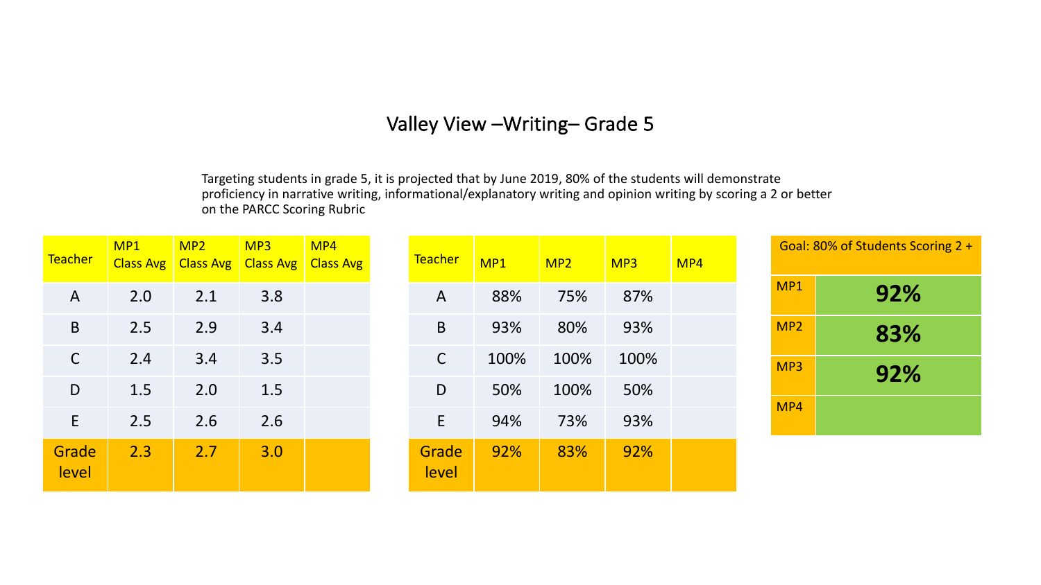# Valley View –Writing– Grade 5

Targeting students in grade 5, it is projected that by June 2019, 80% of the students will demonstrate proficiency in narrative writing, informational/explanatory writing and opinion writing by scoring a 2 or better on the PARCC Scoring Rubric

| Teacher | MP1 Class Avg | MP2 Class Avg | MP3 Class Avg | MP4 Class Avg |
|---|---|---|---|---|
| A | 2.0 | 2.1 | 3.8 | |
| B | 2.5 | 2.9 | 3.4 | |
| C | 2.4 | 3.4 | 3.5 | |
| D | 1.5 | 2.0 | 1.5 | |
| E | 2.5 | 2.6 | 2.6 | |
| Grade level | 2.3 | 2.7 | 3.0 | |

| Teacher | MP1 | MP2 | MP3 | MP4 |
|---|---|---|---|---|
| A | 88% | 75% | 87% | |
| B | 93% | 80% | 93% | |
| C | 100% | 100% | 100% | |
| D | 50% | 100% | 50% | |
| E | 94% | 73% | 93% | |
| Grade level | 92% | 83% | 92% | |

| Goal: 80% of Students Scoring 2 + | |
|---|---|
| MP1 | **92%** |
| MP2 | **83%** |
| MP3 | **92%** |
| MP4 | |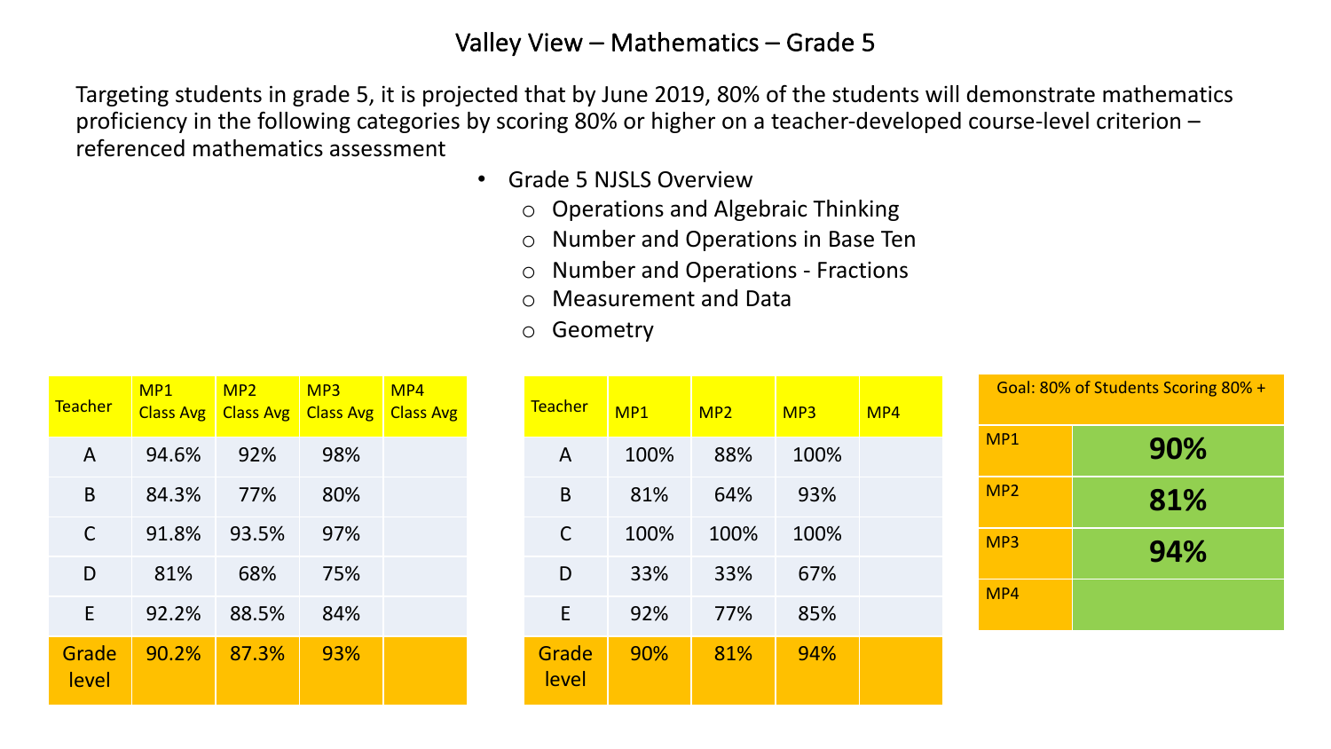# Valley View – Mathematics – Grade 5

Targeting students in grade 5, it is projected that by June 2019, 80% of the students will demonstrate mathematics proficiency in the following categories by scoring 80% or higher on a teacher-developed course-level criterion – referenced mathematics assessment

- Grade 5 NJSLS Overview
  - Operations and Algebraic Thinking
  - Number and Operations in Base Ten
  - Number and Operations - Fractions
  - Measurement and Data
  - Geometry

| Teacher | MP1 Class Avg | MP2 Class Avg | MP3 Class Avg | MP4 Class Avg |
|---|---|---|---|---|
| A | 94.6% | 92% | 98% | |
| B | 84.3% | 77% | 80% | |
| C | 91.8% | 93.5% | 97% | |
| D | 81% | 68% | 75% | |
| E | 92.2% | 88.5% | 84% | |
| Grade level | 90.2% | 87.3% | 93% | |

| Teacher | MP1 | MP2 | MP3 | MP4 |
|---|---|---|---|---|
| A | 100% | 88% | 100% | |
| B | 81% | 64% | 93% | |
| C | 100% | 100% | 100% | |
| D | 33% | 33% | 67% | |
| E | 92% | 77% | 85% | |
| Grade level | 90% | 81% | 94% | |

| Goal: 80% of Students Scoring 80% + | |
|---|---|
| MP1 | **90%** |
| MP2 | **81%** |
| MP3 | **94%** |
| MP4 | |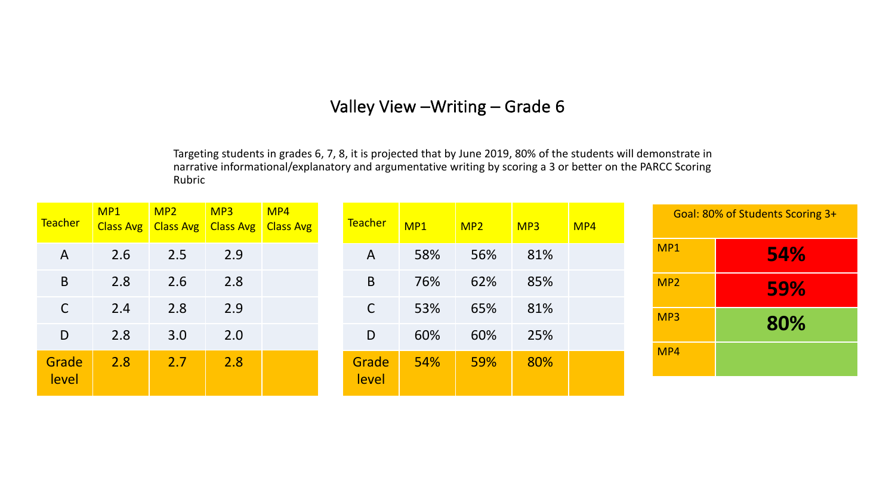# Valley View –Writing – Grade 6

Targeting students in grades 6, 7, 8, it is projected that by June 2019, 80% of the students will demonstrate in narrative informational/explanatory and argumentative writing by scoring a 3 or better on the PARCC Scoring Rubric

| Teacher | MP1 Class Avg | MP2 Class Avg | MP3 Class Avg | MP4 Class Avg |
|---|---|---|---|---|
| A | 2.6 | 2.5 | 2.9 | |
| B | 2.8 | 2.6 | 2.8 | |
| C | 2.4 | 2.8 | 2.9 | |
| D | 2.8 | 3.0 | 2.0 | |
| Grade level | 2.8 | 2.7 | 2.8 | |

| Teacher | MP1 | MP2 | MP3 | MP4 |
|---|---|---|---|---|
| A | 58% | 56% | 81% | |
| B | 76% | 62% | 85% | |
| C | 53% | 65% | 81% | |
| D | 60% | 60% | 25% | |
| Grade level | 54% | 59% | 80% | |

| Goal: 80% of Students Scoring 3+ | |
|---|---|
| MP1 | **54%** |
| MP2 | **59%** |
| MP3 | **80%** |
| MP4 | |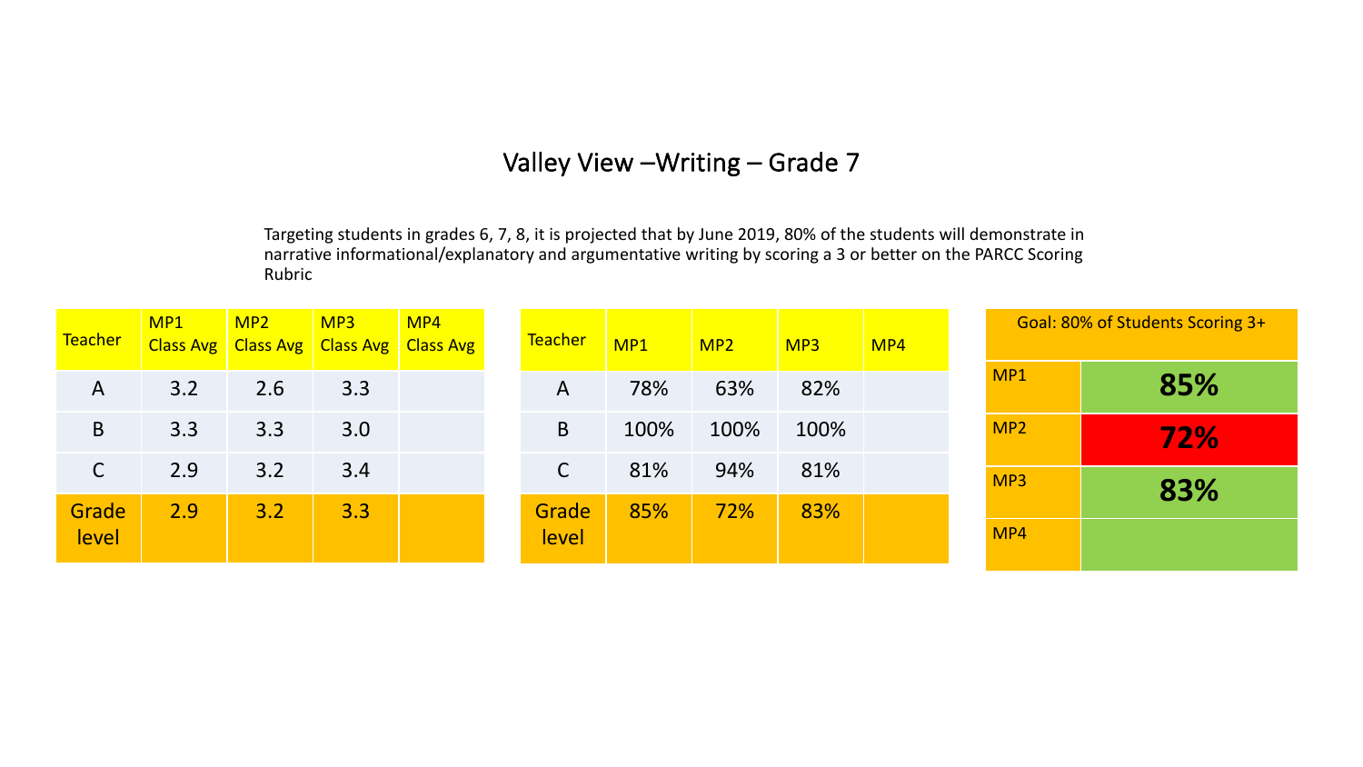# Valley View –Writing – Grade 7

Targeting students in grades 6, 7, 8, it is projected that by June 2019, 80% of the students will demonstrate in narrative informational/explanatory and argumentative writing by scoring a 3 or better on the PARCC Scoring Rubric

| Teacher | MP1 Class Avg | MP2 Class Avg | MP3 Class Avg | MP4 Class Avg |
|---|---|---|---|---|
| A | 3.2 | 2.6 | 3.3 | |
| B | 3.3 | 3.3 | 3.0 | |
| C | 2.9 | 3.2 | 3.4 | |
| Grade level | 2.9 | 3.2 | 3.3 | |

| Teacher | MP1 | MP2 | MP3 | MP4 |
|---|---|---|---|---|
| A | 78% | 63% | 82% | |
| B | 100% | 100% | 100% | |
| C | 81% | 94% | 81% | |
| Grade level | 85% | 72% | 83% | |

| Goal: 80% of Students Scoring 3+ | |
|---|---|
| MP1 | **85%** |
| MP2 | **72%** |
| MP3 | **83%** |
| MP4 | |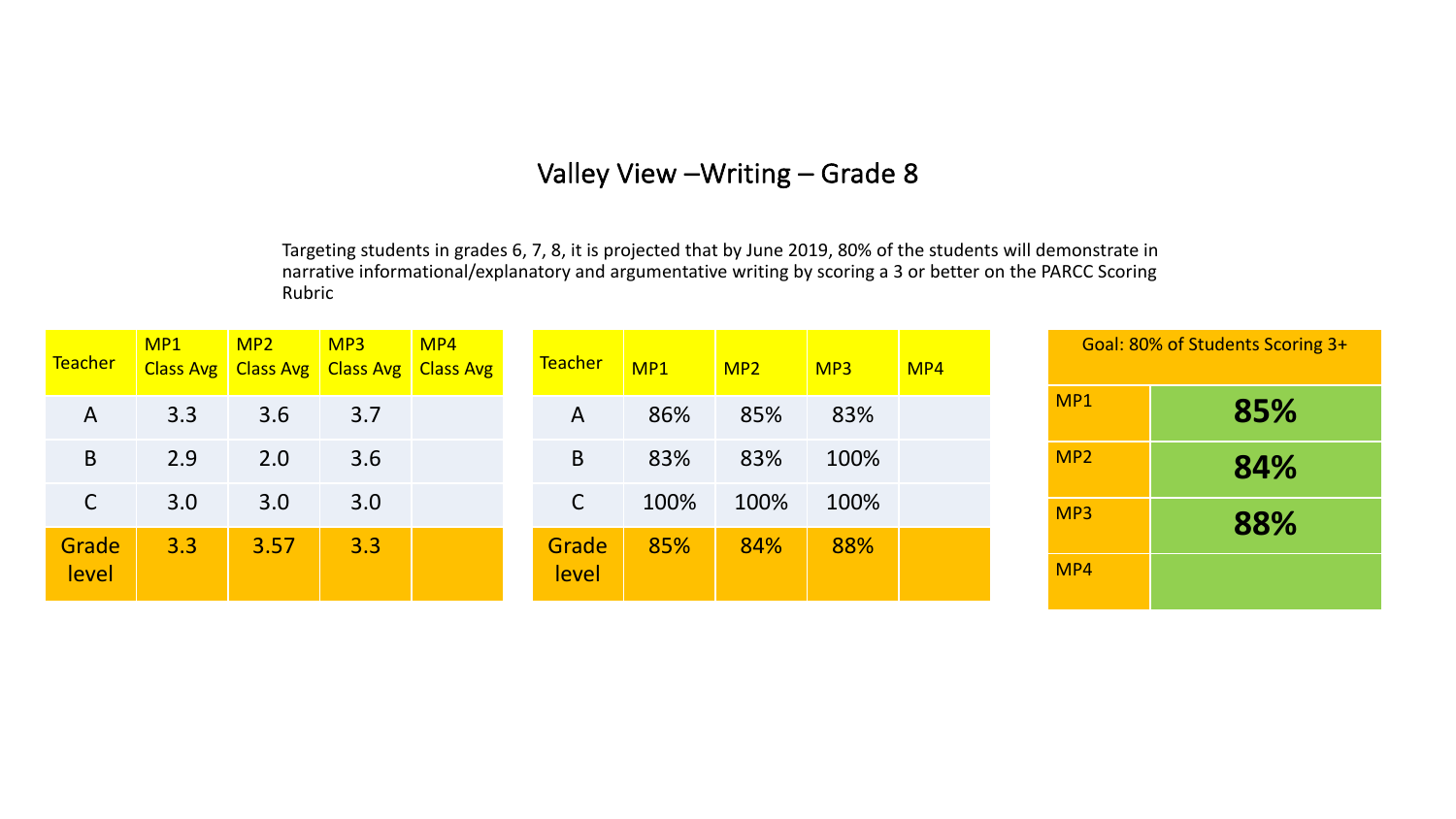# Valley View –Writing – Grade 8

Targeting students in grades 6, 7, 8, it is projected that by June 2019, 80% of the students will demonstrate in narrative informational/explanatory and argumentative writing by scoring a 3 or better on the PARCC Scoring Rubric

| Teacher | MP1 Class Avg | MP2 Class Avg | MP3 Class Avg | MP4 Class Avg |
|---|---|---|---|---|
| A | 3.3 | 3.6 | 3.7 | |
| B | 2.9 | 2.0 | 3.6 | |
| C | 3.0 | 3.0 | 3.0 | |
| Grade level | 3.3 | 3.57 | 3.3 | |

| Teacher | MP1 | MP2 | MP3 | MP4 |
|---|---|---|---|---|
| A | 86% | 85% | 83% | |
| B | 83% | 83% | 100% | |
| C | 100% | 100% | 100% | |
| Grade level | 85% | 84% | 88% | |

| Goal: 80% of Students Scoring 3+ | |
|---|---|
| MP1 | **85%** |
| MP2 | **84%** |
| MP3 | **88%** |
| MP4 | |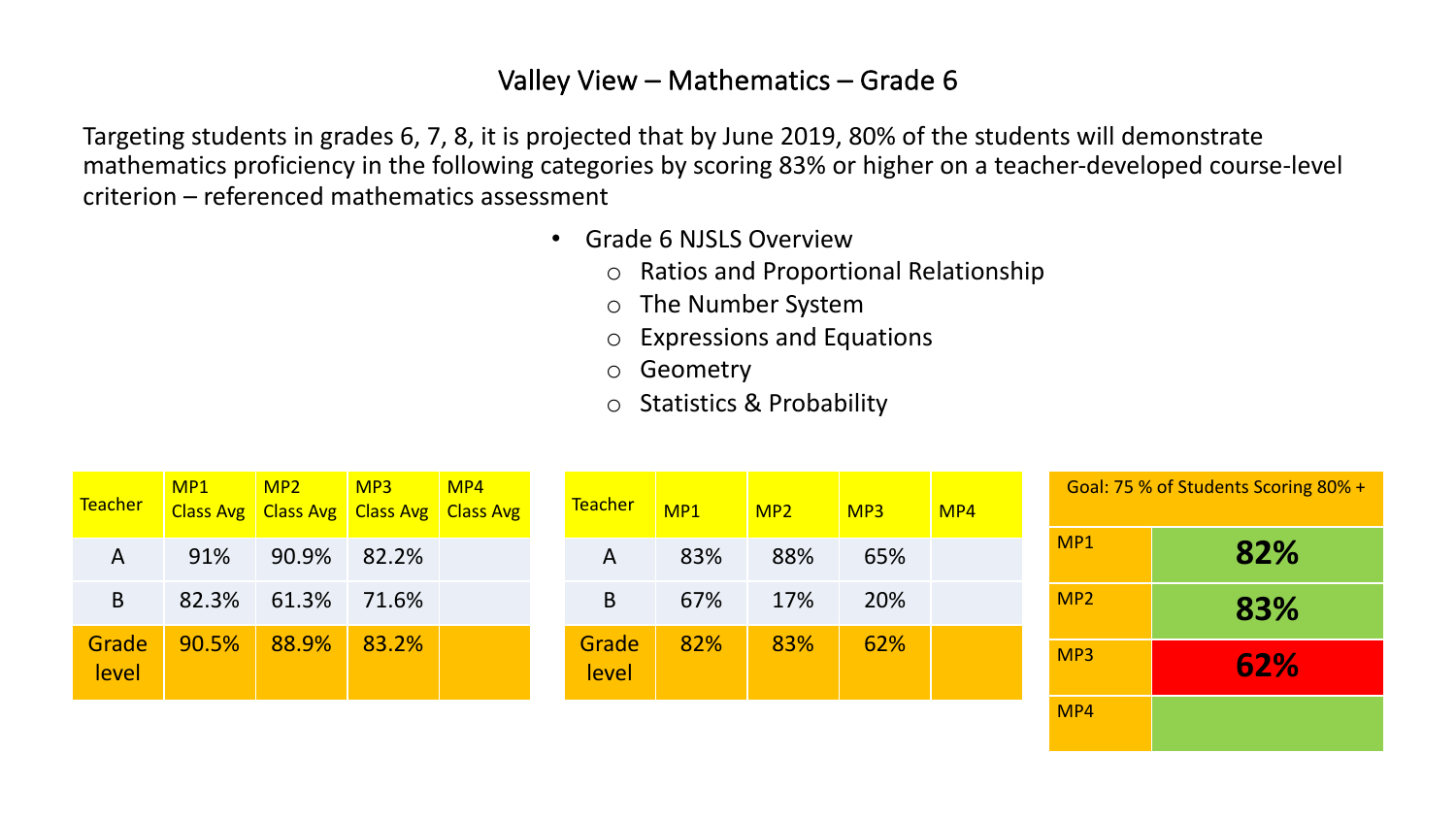# Valley View – Mathematics – Grade 6

Targeting students in grades 6, 7, 8, it is projected that by June 2019, 80% of the students will demonstrate mathematics proficiency in the following categories by scoring 83% or higher on a teacher-developed course-level criterion – referenced mathematics assessment

- Grade 6 NJSLS Overview
  - Ratios and Proportional Relationship
  - The Number System
  - Expressions and Equations
  - Geometry
  - Statistics & Probability

| Teacher | MP1 Class Avg | MP2 Class Avg | MP3 Class Avg | MP4 Class Avg |
|---|---|---|---|---|
| A | 91% | 90.9% | 82.2% | |
| B | 82.3% | 61.3% | 71.6% | |
| Grade level | 90.5% | 88.9% | 83.2% | |

| Teacher | MP1 | MP2 | MP3 | MP4 |
|---|---|---|---|---|
| A | 83% | 88% | 65% | |
| B | 67% | 17% | 20% | |
| Grade level | 82% | 83% | 62% | |

| Goal: 75 % of Students Scoring 80% + | |
|---|---|
| MP1 | **82%** |
| MP2 | **83%** |
| MP3 | **62%** |
| MP4 | |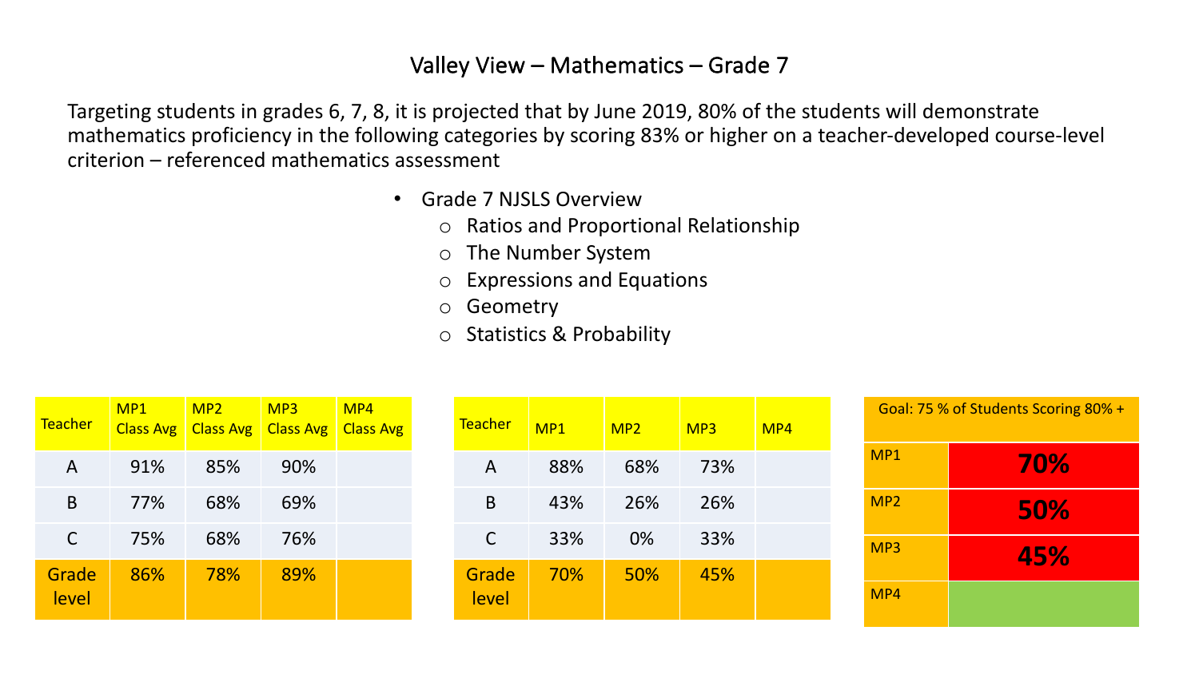# Valley View – Mathematics – Grade 7

Targeting students in grades 6, 7, 8, it is projected that by June 2019, 80% of the students will demonstrate mathematics proficiency in the following categories by scoring 83% or higher on a teacher-developed course-level criterion – referenced mathematics assessment

- Grade 7 NJSLS Overview
  - Ratios and Proportional Relationship
  - The Number System
  - Expressions and Equations
  - Geometry
  - Statistics & Probability

| Teacher | MP1 Class Avg | MP2 Class Avg | MP3 Class Avg | MP4 Class Avg |
|---|---|---|---|---|
| A | 91% | 85% | 90% | |
| B | 77% | 68% | 69% | |
| C | 75% | 68% | 76% | |
| Grade level | 86% | 78% | 89% | |

| Teacher | MP1 | MP2 | MP3 | MP4 |
|---|---|---|---|---|
| A | 88% | 68% | 73% | |
| B | 43% | 26% | 26% | |
| C | 33% | 0% | 33% | |
| Grade level | 70% | 50% | 45% | |

| Goal: 75 % of Students Scoring 80% + | |
|---|---|
| MP1 | **70%** |
| MP2 | **50%** |
| MP3 | **45%** |
| MP4 | |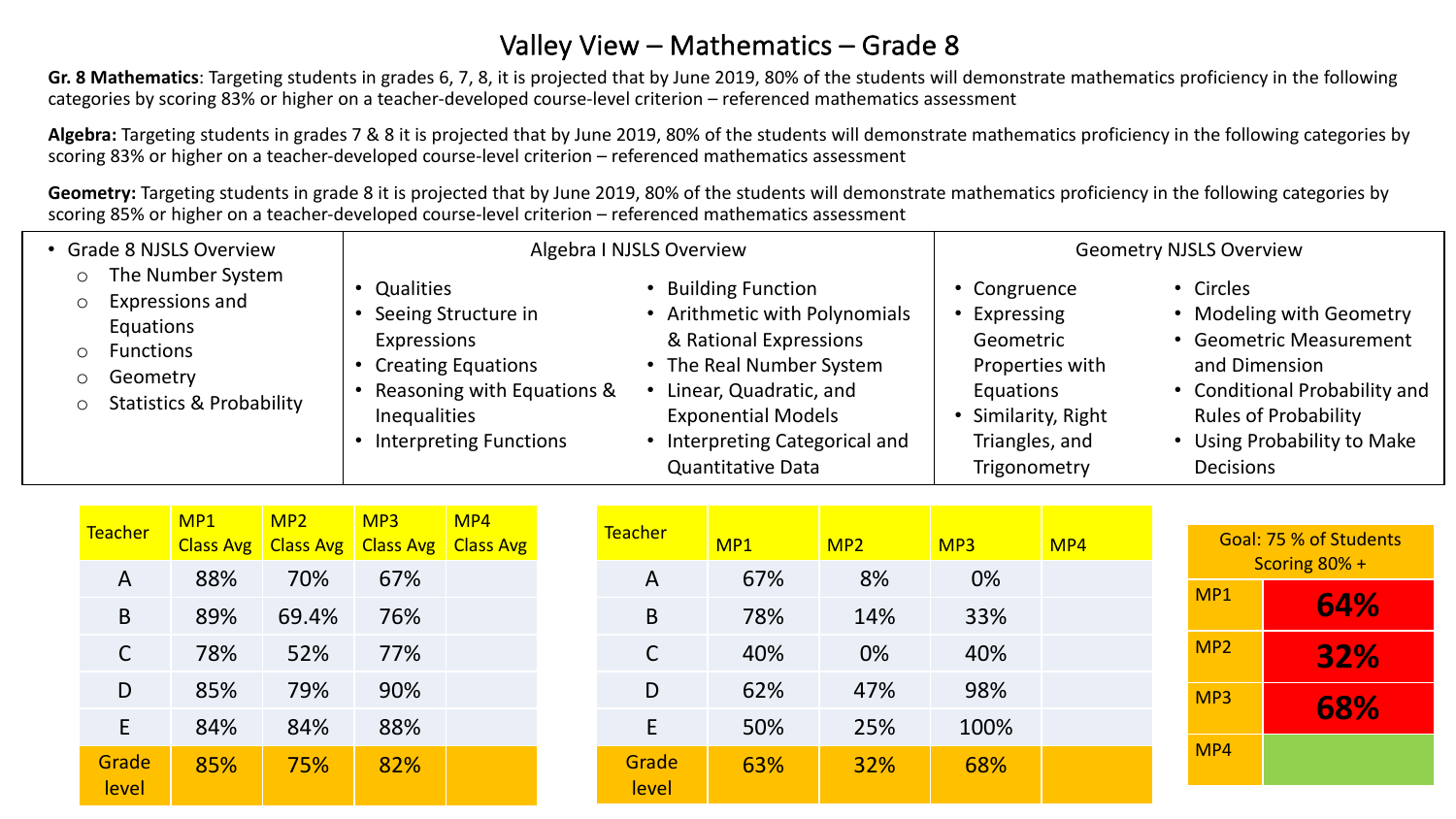# Valley View – Mathematics – Grade 8

**Gr. 8 Mathematics**: Targeting students in grades 6, 7, 8, it is projected that by June 2019, 80% of the students will demonstrate mathematics proficiency in the following categories by scoring 83% or higher on a teacher-developed course-level criterion – referenced mathematics assessment

**Algebra:** Targeting students in grades 7 & 8 it is projected that by June 2019, 80% of the students will demonstrate mathematics proficiency in the following categories by scoring 83% or higher on a teacher-developed course-level criterion – referenced mathematics assessment

**Geometry:** Targeting students in grade 8 it is projected that by June 2019, 80% of the students will demonstrate mathematics proficiency in the following categories by scoring 85% or higher on a teacher-developed course-level criterion – referenced mathematics assessment

| Grade 8 NJSLS Overview | Algebra I NJSLS Overview | | Geometry NJSLS Overview | |
|---|---|---|---|---|
| • The Number System<br>• Expressions and Equations<br>• Functions<br>• Geometry<br>• Statistics & Probability | • Qualities<br>• Seeing Structure in Expressions<br>• Creating Equations<br>• Reasoning with Equations & Inequalities<br>• Interpreting Functions | • Building Function<br>• Arithmetic with Polynomials & Rational Expressions<br>• The Real Number System<br>• Linear, Quadratic, and Exponential Models<br>• Interpreting Categorical and Quantitative Data | • Congruence<br>• Expressing Geometric Properties with Equations<br>• Similarity, Right Triangles, and Trigonometry | • Circles<br>• Modeling with Geometry<br>• Geometric Measurement and Dimension<br>• Conditional Probability and Rules of Probability<br>• Using Probability to Make Decisions |

| Teacher | MP1 Class Avg | MP2 Class Avg | MP3 Class Avg | MP4 Class Avg |
|---|---|---|---|---|
| A | 88% | 70% | 67% | |
| B | 89% | 69.4% | 76% | |
| C | 78% | 52% | 77% | |
| D | 85% | 79% | 90% | |
| E | 84% | 84% | 88% | |
| Grade level | 85% | 75% | 82% | |

| Teacher | MP1 | MP2 | MP3 | MP4 |
|---|---|---|---|---|
| A | 67% | 8% | 0% | |
| B | 78% | 14% | 33% | |
| C | 40% | 0% | 40% | |
| D | 62% | 47% | 98% | |
| E | 50% | 25% | 100% | |
| Grade level | 63% | 32% | 68% | |

| Goal: 75 % of Students Scoring 80% + | |
|---|---|
| MP1 | **64%** |
| MP2 | **32%** |
| MP3 | **68%** |
| MP4 | |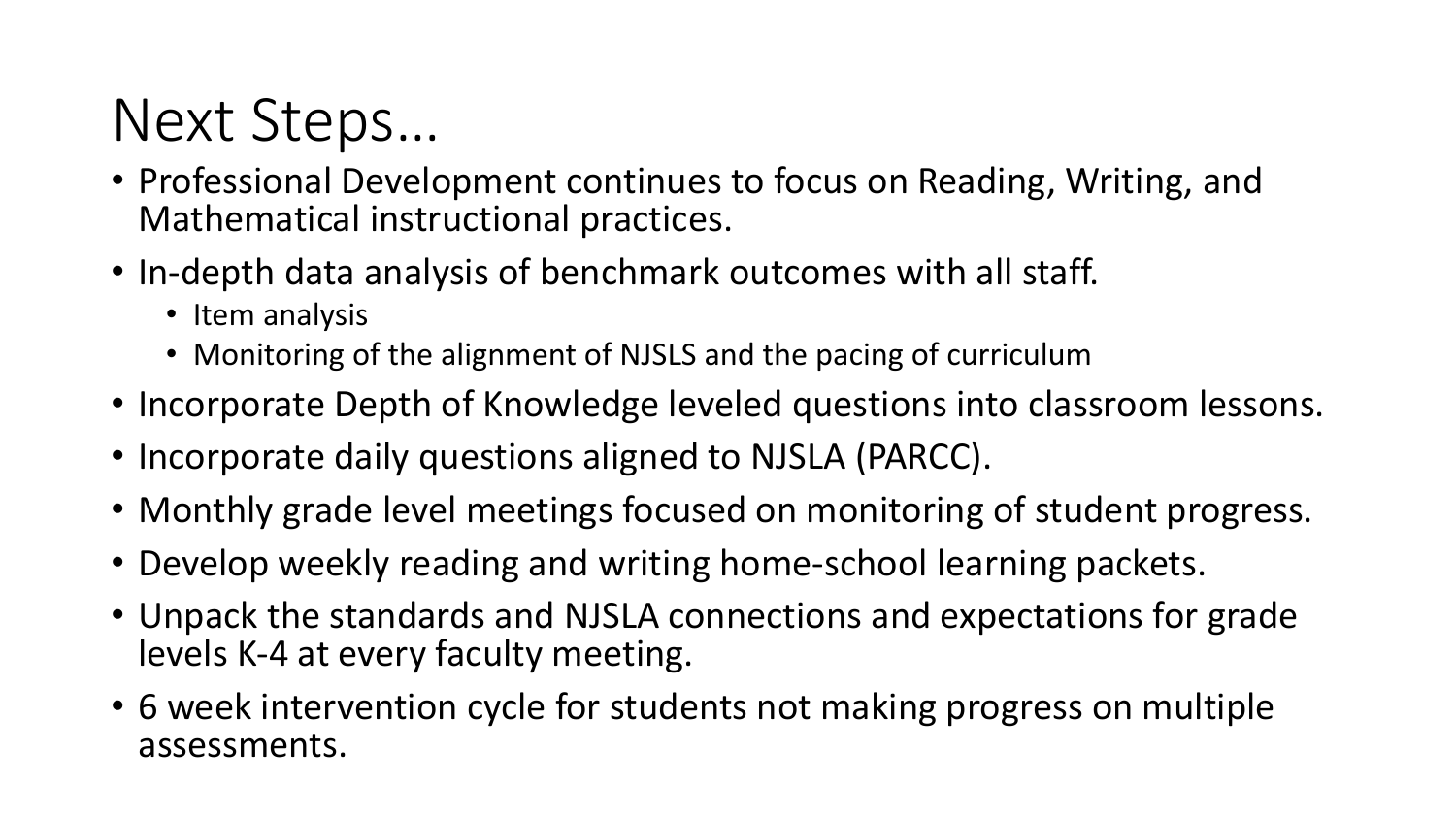# Next Steps…

- Professional Development continues to focus on Reading, Writing, and Mathematical instructional practices.
- In-depth data analysis of benchmark outcomes with all staff.
    - Item analysis
    - Monitoring of the alignment of NJSLS and the pacing of curriculum
- Incorporate Depth of Knowledge leveled questions into classroom lessons.
- Incorporate daily questions aligned to NJSLA (PARCC).
- Monthly grade level meetings focused on monitoring of student progress.
- Develop weekly reading and writing home-school learning packets.
- Unpack the standards and NJSLA connections and expectations for grade levels K-4 at every faculty meeting.
- 6 week intervention cycle for students not making progress on multiple assessments.